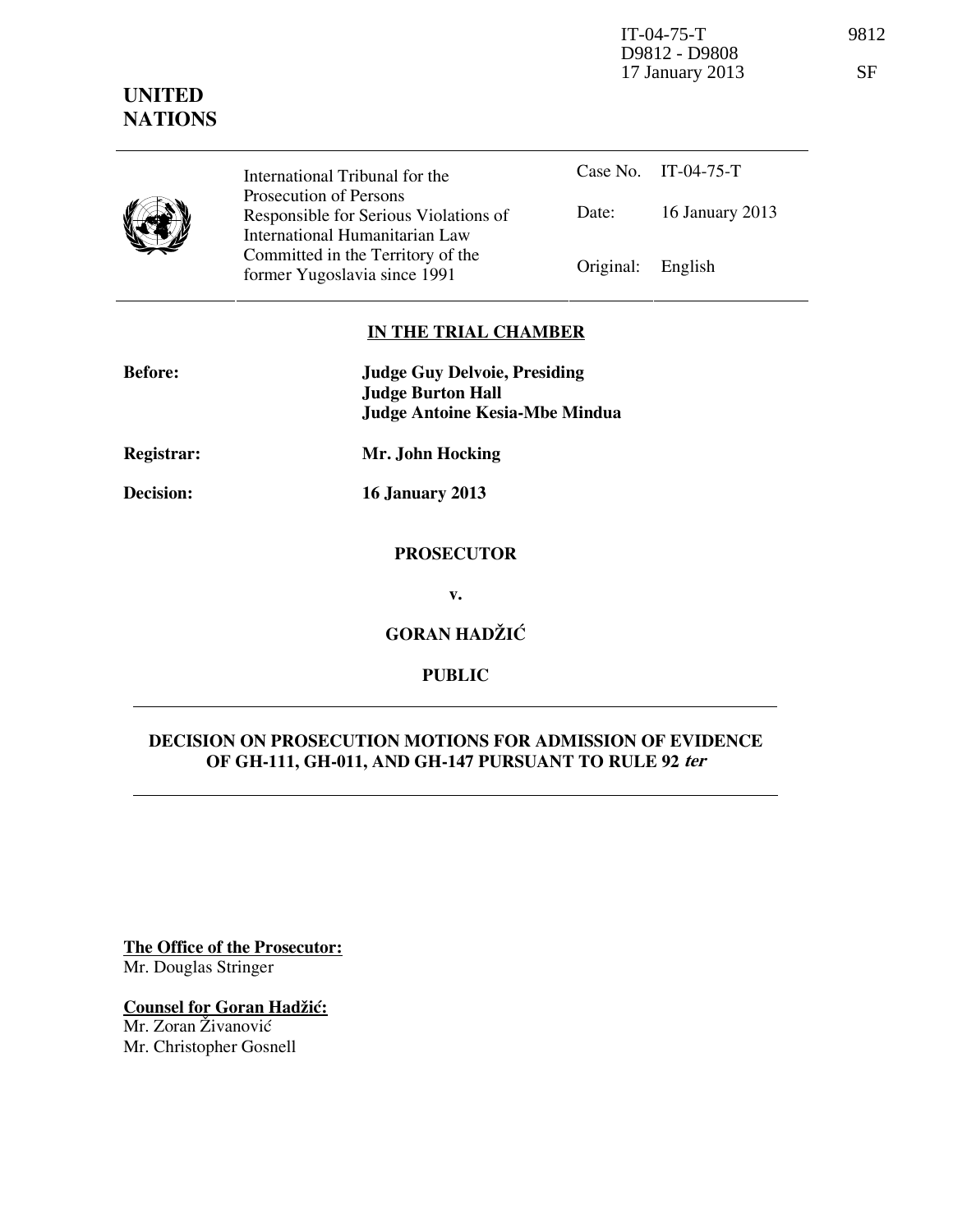IT-04-75-T  
D9812 - D9808  
17 January 2013

9812

SF

**UNITED NATIONS**

| International Tribunal for the Prosecution of Persons Responsible for Serious Violations of International Humanitarian Law Committed in the Territory of the former Yugoslavia since 1991 | Case No. | IT-04-75-T |
|---|---|---|
| | Date: | 16 January 2013 |
| | Original: | English |

**IN THE TRIAL CHAMBER**

**Before:** **Judge Guy Delvoie, Presiding**  
**Judge Burton Hall**  
**Judge Antoine Kesia-Mbe Mindua**

**Registrar:** **Mr. John Hocking**

**Decision:** **16 January 2013**

**PROSECUTOR**

**v.**

**GORAN HADŽIĆ**

**PUBLIC**

**DECISION ON PROSECUTION MOTIONS FOR ADMISSION OF EVIDENCE OF GH-111, GH-011, AND GH-147 PURSUANT TO RULE 92 *ter***

**The Office of the Prosecutor:**  
Mr. Douglas Stringer

**Counsel for Goran Hadžić:**  
Mr. Zoran Živanović  
Mr. Christopher Gosnell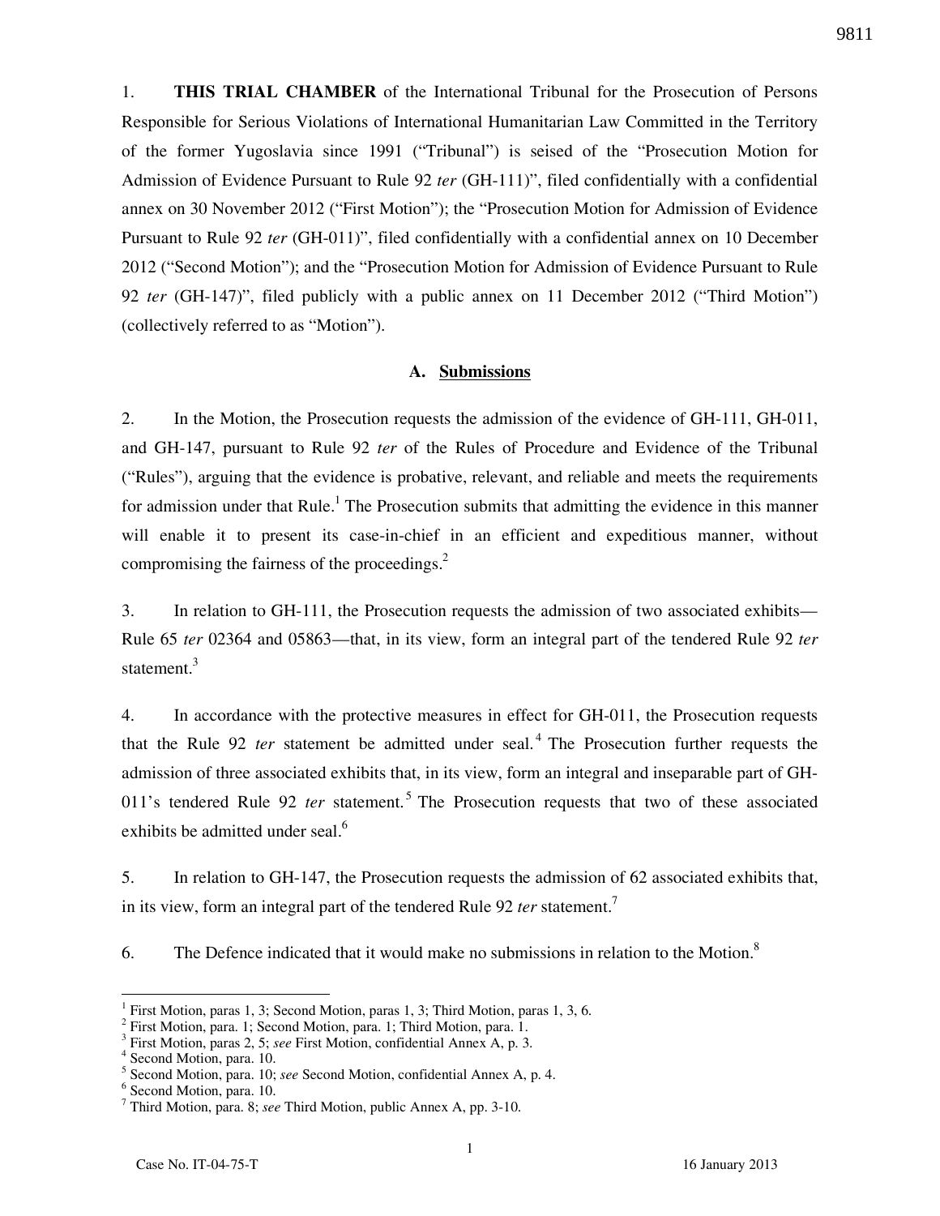1. **THIS TRIAL CHAMBER** of the International Tribunal for the Prosecution of Persons Responsible for Serious Violations of International Humanitarian Law Committed in the Territory of the former Yugoslavia since 1991 ("Tribunal") is seised of the "Prosecution Motion for Admission of Evidence Pursuant to Rule 92 *ter* (GH-111)", filed confidentially with a confidential annex on 30 November 2012 ("First Motion"); the "Prosecution Motion for Admission of Evidence Pursuant to Rule 92 *ter* (GH-011)", filed confidentially with a confidential annex on 10 December 2012 ("Second Motion"); and the "Prosecution Motion for Admission of Evidence Pursuant to Rule 92 *ter* (GH-147)", filed publicly with a public annex on 11 December 2012 ("Third Motion") (collectively referred to as "Motion").

### A. Submissions

2. In the Motion, the Prosecution requests the admission of the evidence of GH-111, GH-011, and GH-147, pursuant to Rule 92 *ter* of the Rules of Procedure and Evidence of the Tribunal ("Rules"), arguing that the evidence is probative, relevant, and reliable and meets the requirements for admission under that Rule.[1] The Prosecution submits that admitting the evidence in this manner will enable it to present its case-in-chief in an efficient and expeditious manner, without compromising the fairness of the proceedings.[2]

3. In relation to GH-111, the Prosecution requests the admission of two associated exhibits—Rule 65 *ter* 02364 and 05863—that, in its view, form an integral part of the tendered Rule 92 *ter* statement.[3]

4. In accordance with the protective measures in effect for GH-011, the Prosecution requests that the Rule 92 *ter* statement be admitted under seal.[4] The Prosecution further requests the admission of three associated exhibits that, in its view, form an integral and inseparable part of GH-011's tendered Rule 92 *ter* statement.[5] The Prosecution requests that two of these associated exhibits be admitted under seal.[6]

5. In relation to GH-147, the Prosecution requests the admission of 62 associated exhibits that, in its view, form an integral part of the tendered Rule 92 *ter* statement.[7]

6. The Defence indicated that it would make no submissions in relation to the Motion.[8]

---

[1] First Motion, paras 1, 3; Second Motion, paras 1, 3; Third Motion, paras 1, 3, 6.
[2] First Motion, para. 1; Second Motion, para. 1; Third Motion, para. 1.
[3] First Motion, paras 2, 5; *see* First Motion, confidential Annex A, p. 3.
[4] Second Motion, para. 10.
[5] Second Motion, para. 10; *see* Second Motion, confidential Annex A, p. 4.
[6] Second Motion, para. 10.
[7] Third Motion, para. 8; *see* Third Motion, public Annex A, pp. 3-10.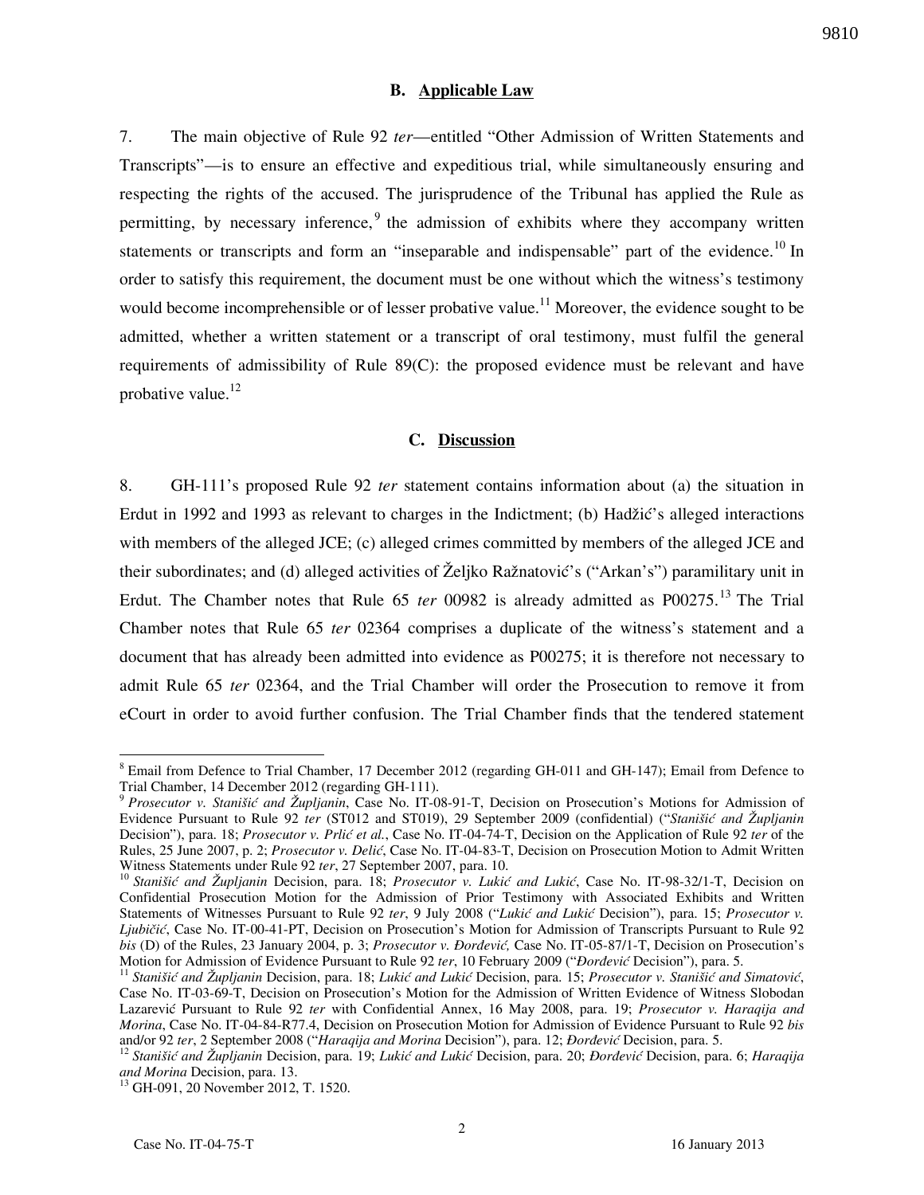### B. Applicable Law

7. The main objective of Rule 92 *ter*—entitled "Other Admission of Written Statements and Transcripts"—is to ensure an effective and expeditious trial, while simultaneously ensuring and respecting the rights of the accused. The jurisprudence of the Tribunal has applied the Rule as permitting, by necessary inference,[9] the admission of exhibits where they accompany written statements or transcripts and form an "inseparable and indispensable" part of the evidence.[10] In order to satisfy this requirement, the document must be one without which the witness's testimony would become incomprehensible or of lesser probative value.[11] Moreover, the evidence sought to be admitted, whether a written statement or a transcript of oral testimony, must fulfil the general requirements of admissibility of Rule 89(C): the proposed evidence must be relevant and have probative value.[12]

### C. Discussion

8. GH-111's proposed Rule 92 *ter* statement contains information about (a) the situation in Erdut in 1992 and 1993 as relevant to charges in the Indictment; (b) Hadžić's alleged interactions with members of the alleged JCE; (c) alleged crimes committed by members of the alleged JCE and their subordinates; and (d) alleged activities of Željko Ražnatović's ("Arkan's") paramilitary unit in Erdut. The Chamber notes that Rule 65 *ter* 00982 is already admitted as P00275.[13] The Trial Chamber notes that Rule 65 *ter* 02364 comprises a duplicate of the witness's statement and a document that has already been admitted into evidence as P00275; it is therefore not necessary to admit Rule 65 *ter* 02364, and the Trial Chamber will order the Prosecution to remove it from eCourt in order to avoid further confusion. The Trial Chamber finds that the tendered statement

---

[8] Email from Defence to Trial Chamber, 17 December 2012 (regarding GH-011 and GH-147); Email from Defence to Trial Chamber, 14 December 2012 (regarding GH-111).

[9] *Prosecutor v. Stanišić and Župljanin*, Case No. IT-08-91-T, Decision on Prosecution's Motions for Admission of Evidence Pursuant to Rule 92 *ter* (ST012 and ST019), 29 September 2009 (confidential) ("*Stanišić and Župljanin* Decision"), para. 18; *Prosecutor v. Prlić et al.*, Case No. IT-04-74-T, Decision on the Application of Rule 92 *ter* of the Rules, 25 June 2007, p. 2; *Prosecutor v. Delić*, Case No. IT-04-83-T, Decision on Prosecution Motion to Admit Written Witness Statements under Rule 92 *ter*, 27 September 2007, para. 10.

[10] *Stanišić and Župljanin* Decision, para. 18; *Prosecutor v. Lukić and Lukić*, Case No. IT-98-32/1-T, Decision on Confidential Prosecution Motion for the Admission of Prior Testimony with Associated Exhibits and Written Statements of Witnesses Pursuant to Rule 92 *ter*, 9 July 2008 ("*Lukić and Lukić* Decision"), para. 15; *Prosecutor v. Ljubičić*, Case No. IT-00-41-PT, Decision on Prosecution's Motion for Admission of Transcripts Pursuant to Rule 92 *bis* (D) of the Rules, 23 January 2004, p. 3; *Prosecutor v. Đorđević,* Case No. IT-05-87/1-T, Decision on Prosecution's Motion for Admission of Evidence Pursuant to Rule 92 *ter*, 10 February 2009 ("*Đorđević* Decision"), para. 5.

[11] *Stanišić and Župljanin* Decision, para. 18; *Lukić and Lukić* Decision, para. 15; *Prosecutor v. Stanišić and Simatović*, Case No. IT-03-69-T, Decision on Prosecution's Motion for the Admission of Written Evidence of Witness Slobodan Lazarević Pursuant to Rule 92 *ter* with Confidential Annex, 16 May 2008, para. 19; *Prosecutor v. Haraqija and Morina*, Case No. IT-04-84-R77.4, Decision on Prosecution Motion for Admission of Evidence Pursuant to Rule 92 *bis* and/or 92 *ter*, 2 September 2008 ("*Haraqija and Morina* Decision"), para. 12; *Đorđević* Decision, para. 5.

[12] *Stanišić and Župljanin* Decision, para. 19; *Lukić and Lukić* Decision, para. 20; *Đorđević* Decision, para. 6; *Haraqija and Morina* Decision, para. 13.

[13] GH-091, 20 November 2012, T. 1520.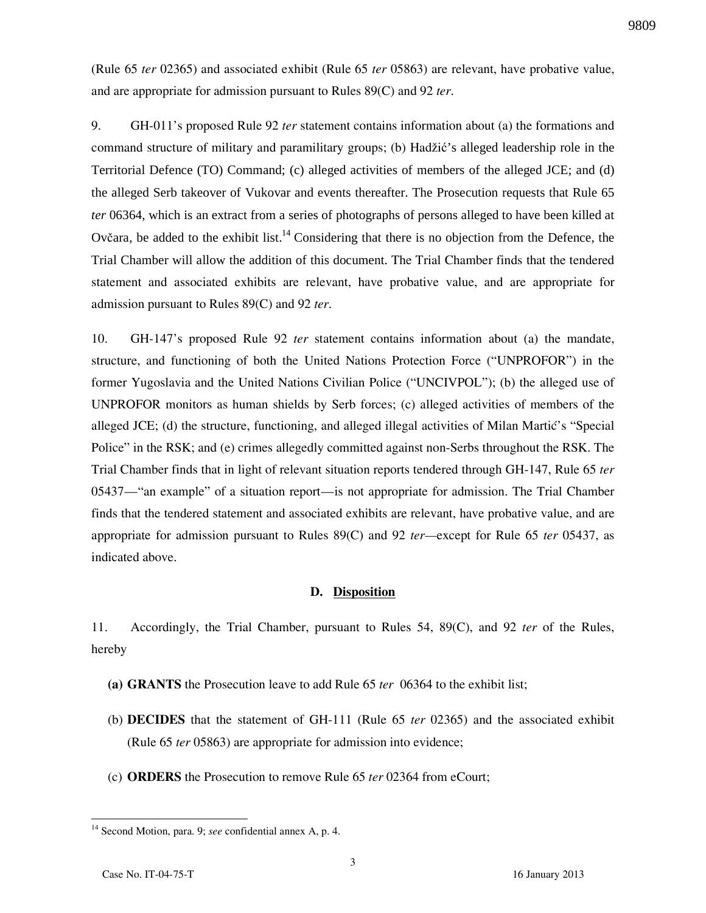(Rule 65 *ter* 02365) and associated exhibit (Rule 65 *ter* 05863) are relevant, have probative value, and are appropriate for admission pursuant to Rules 89(C) and 92 *ter*.

9. GH-011's proposed Rule 92 *ter* statement contains information about (a) the formations and command structure of military and paramilitary groups; (b) Hadžić's alleged leadership role in the Territorial Defence (TO) Command; (c) alleged activities of members of the alleged JCE; and (d) the alleged Serb takeover of Vukovar and events thereafter. The Prosecution requests that Rule 65 *ter* 06364, which is an extract from a series of photographs of persons alleged to have been killed at Ovčara, be added to the exhibit list.[14] Considering that there is no objection from the Defence, the Trial Chamber will allow the addition of this document. The Trial Chamber finds that the tendered statement and associated exhibits are relevant, have probative value, and are appropriate for admission pursuant to Rules 89(C) and 92 *ter*.

10. GH-147's proposed Rule 92 *ter* statement contains information about (a) the mandate, structure, and functioning of both the United Nations Protection Force ("UNPROFOR") in the former Yugoslavia and the United Nations Civilian Police ("UNCIVPOL"); (b) the alleged use of UNPROFOR monitors as human shields by Serb forces; (c) alleged activities of members of the alleged JCE; (d) the structure, functioning, and alleged illegal activities of Milan Martić's "Special Police" in the RSK; and (e) crimes allegedly committed against non-Serbs throughout the RSK. The Trial Chamber finds that in light of relevant situation reports tendered through GH-147, Rule 65 *ter* 05437—"an example" of a situation report—is not appropriate for admission. The Trial Chamber finds that the tendered statement and associated exhibits are relevant, have probative value, and are appropriate for admission pursuant to Rules 89(C) and 92 *ter*—except for Rule 65 *ter* 05437, as indicated above.

### D. Disposition

11. Accordingly, the Trial Chamber, pursuant to Rules 54, 89(C), and 92 *ter* of the Rules, hereby

(a) **GRANTS** the Prosecution leave to add Rule 65 *ter* 06364 to the exhibit list;

(b) **DECIDES** that the statement of GH-111 (Rule 65 *ter* 02365) and the associated exhibit (Rule 65 *ter* 05863) are appropriate for admission into evidence;

(c) **ORDERS** the Prosecution to remove Rule 65 *ter* 02364 from eCourt;

---

[14] Second Motion, para. 9; *see* confidential annex A, p. 4.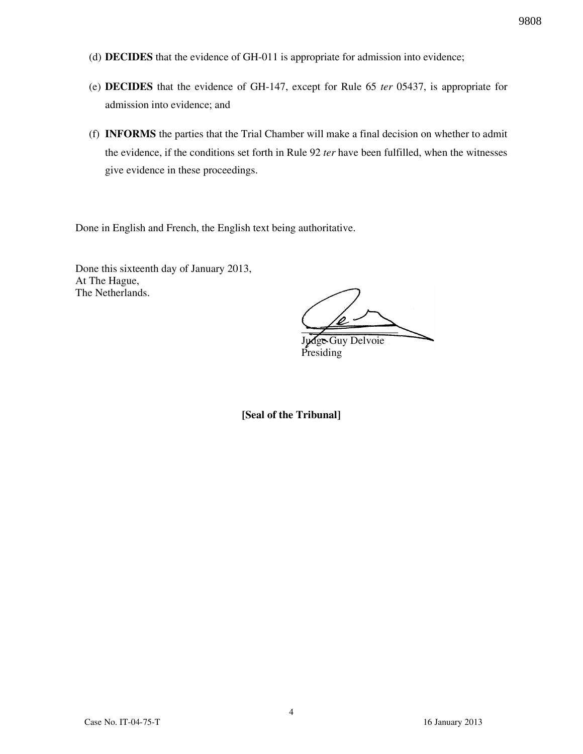(d) **DECIDES** that the evidence of GH-011 is appropriate for admission into evidence;

(e) **DECIDES** that the evidence of GH-147, except for Rule 65 *ter* 05437, is appropriate for admission into evidence; and

(f) **INFORMS** the parties that the Trial Chamber will make a final decision on whether to admit the evidence, if the conditions set forth in Rule 92 *ter* have been fulfilled, when the witnesses give evidence in these proceedings.

Done in English and French, the English text being authoritative.

Done this sixteenth day of January 2013,
At The Hague,
The Netherlands.

Judge Guy Delvoie
Presiding

**[Seal of the Tribunal]**